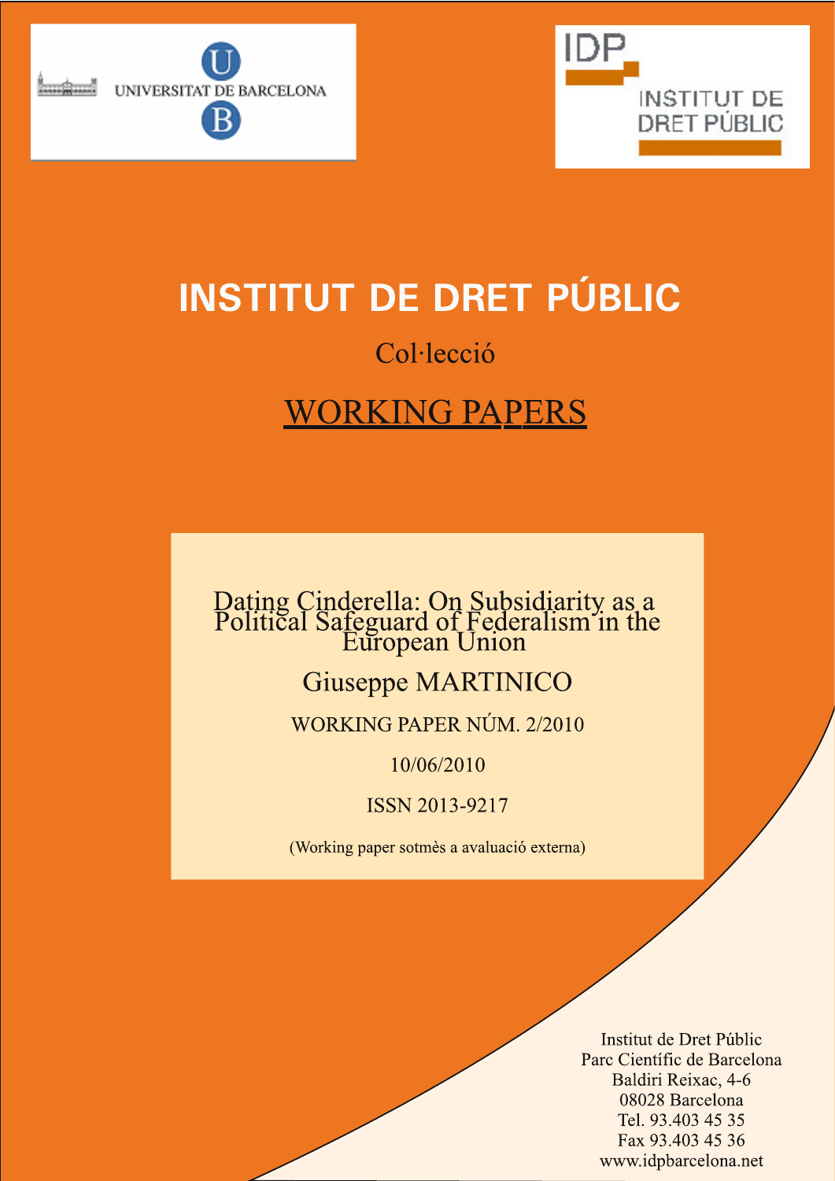UNIVERSITAT DE BARCELONA

IDP INSTITUT DE DRET PÚBLIC

# INSTITUT DE DRET PÚBLIC

Col·lecció

## WORKING PAPERS

### Dating Cinderella: On Subsidiarity as a Political Safeguard of Federalism in the European Union

Giuseppe MARTINICO

WORKING PAPER NÚM. 2/2010

10/06/2010

ISSN 2013-9217

(Working paper sotmès a avaluació externa)

Institut de Dret Públic
Parc Científic de Barcelona
Baldiri Reixac, 4-6
08028 Barcelona
Tel. 93.403 45 35
Fax 93.403 45 36
www.idpbarcelona.net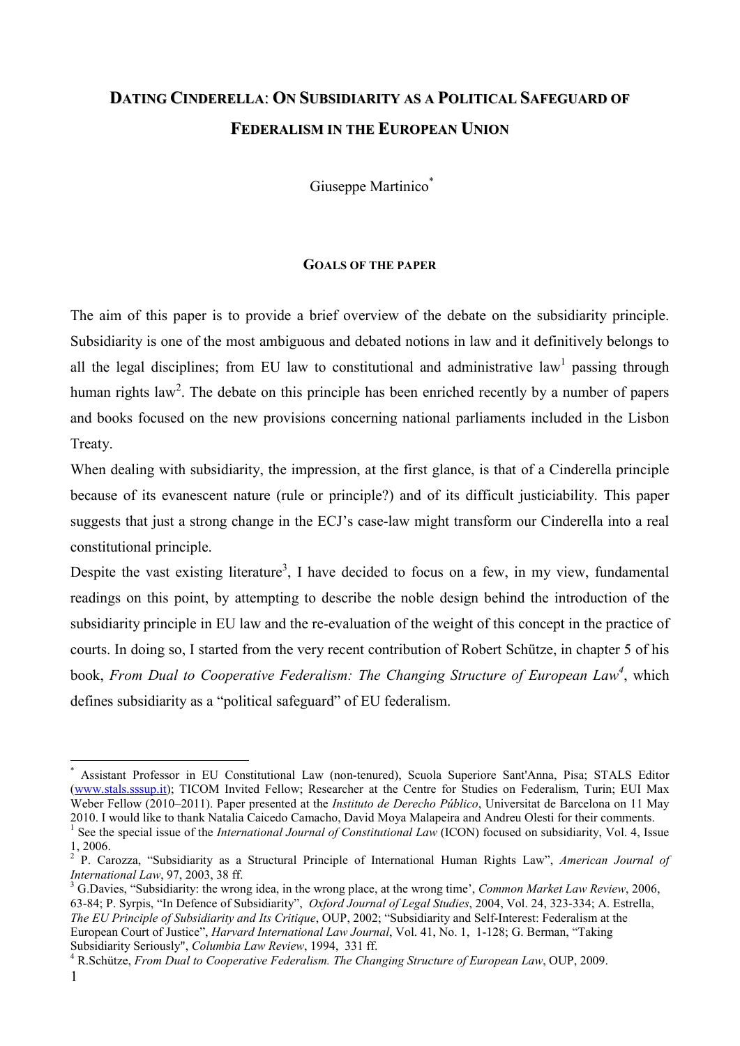# DATING CINDERELLA: ON SUBSIDIARITY AS A POLITICAL SAFEGUARD OF FEDERALISM IN THE EUROPEAN UNION

Giuseppe Martinico*

## GOALS OF THE PAPER

The aim of this paper is to provide a brief overview of the debate on the subsidiarity principle. Subsidiarity is one of the most ambiguous and debated notions in law and it definitively belongs to all the legal disciplines; from EU law to constitutional and administrative law[1] passing through human rights law[2]. The debate on this principle has been enriched recently by a number of papers and books focused on the new provisions concerning national parliaments included in the Lisbon Treaty.

When dealing with subsidiarity, the impression, at the first glance, is that of a Cinderella principle because of its evanescent nature (rule or principle?) and of its difficult justiciability. This paper suggests that just a strong change in the ECJ's case-law might transform our Cinderella into a real constitutional principle.

Despite the vast existing literature[3], I have decided to focus on a few, in my view, fundamental readings on this point, by attempting to describe the noble design behind the introduction of the subsidiarity principle in EU law and the re-evaluation of the weight of this concept in the practice of courts. In doing so, I started from the very recent contribution of Robert Schütze, in chapter 5 of his book, *From Dual to Cooperative Federalism: The Changing Structure of European Law*[4], which defines subsidiarity as a "political safeguard" of EU federalism.

---

* Assistant Professor in EU Constitutional Law (non-tenured), Scuola Superiore Sant'Anna, Pisa; STALS Editor (www.stals.sssup.it); TICOM Invited Fellow; Researcher at the Centre for Studies on Federalism, Turin; EUI Max Weber Fellow (2010–2011). Paper presented at the *Instituto de Derecho Público*, Universitat de Barcelona on 11 May 2010. I would like to thank Natalia Caicedo Camacho, David Moya Malapeira and Andreu Olesti for their comments.

[1] See the special issue of the *International Journal of Constitutional Law* (ICON) focused on subsidiarity, Vol. 4, Issue 1, 2006.

[2] P. Carozza, "Subsidiarity as a Structural Principle of International Human Rights Law", *American Journal of International Law*, 97, 2003, 38 ff.

[3] G.Davies, "Subsidiarity: the wrong idea, in the wrong place, at the wrong time', *Common Market Law Review*, 2006, 63-84; P. Syrpis, "In Defence of Subsidiarity", *Oxford Journal of Legal Studies*, 2004, Vol. 24, 323-334; A. Estrella, *The EU Principle of Subsidiarity and Its Critique*, OUP, 2002; "Subsidiarity and Self-Interest: Federalism at the European Court of Justice", *Harvard International Law Journal*, Vol. 41, No. 1, 1-128; G. Berman, "Taking Subsidiarity Seriously", *Columbia Law Review*, 1994, 331 ff.

[4] R.Schütze, *From Dual to Cooperative Federalism. The Changing Structure of European Law*, OUP, 2009.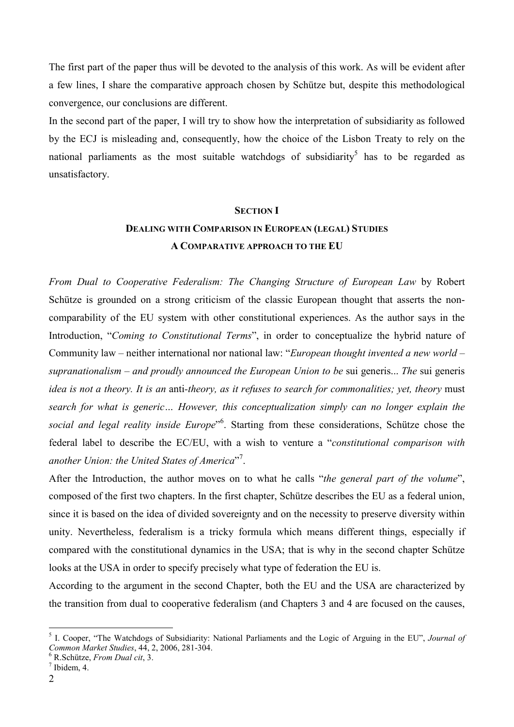The first part of the paper thus will be devoted to the analysis of this work. As will be evident after a few lines, I share the comparative approach chosen by Schütze but, despite this methodological convergence, our conclusions are different.

In the second part of the paper, I will try to show how the interpretation of subsidiarity as followed by the ECJ is misleading and, consequently, how the choice of the Lisbon Treaty to rely on the national parliaments as the most suitable watchdogs of subsidiarity[5] has to be regarded as unsatisfactory.

## SECTION I

## DEALING WITH COMPARISON IN EUROPEAN (LEGAL) STUDIES

### A COMPARATIVE APPROACH TO THE EU

*From Dual to Cooperative Federalism: The Changing Structure of European Law* by Robert Schütze is grounded on a strong criticism of the classic European thought that asserts the non-comparability of the EU system with other constitutional experiences. As the author says in the Introduction, "*Coming to Constitutional Terms*", in order to conceptualize the hybrid nature of Community law – neither international nor national law: "*European thought invented a new world – supranationalism – and proudly announced the European Union to be* sui generis... *The* sui generis *idea is not a theory. It is an* anti-*theory, as it refuses to search for commonalities; yet, theory* must *search for what is generic… However, this conceptualization simply can no longer explain the social and legal reality inside Europe*"[6]. Starting from these considerations, Schütze chose the federal label to describe the EC/EU, with a wish to venture a "*constitutional comparison with another Union: the United States of America*"[7].

After the Introduction, the author moves on to what he calls "*the general part of the volume*", composed of the first two chapters. In the first chapter, Schütze describes the EU as a federal union, since it is based on the idea of divided sovereignty and on the necessity to preserve diversity within unity. Nevertheless, federalism is a tricky formula which means different things, especially if compared with the constitutional dynamics in the USA; that is why in the second chapter Schütze looks at the USA in order to specify precisely what type of federation the EU is.

According to the argument in the second Chapter, both the EU and the USA are characterized by the transition from dual to cooperative federalism (and Chapters 3 and 4 are focused on the causes,

---

[5] I. Cooper, "The Watchdogs of Subsidiarity: National Parliaments and the Logic of Arguing in the EU", *Journal of Common Market Studies*, 44, 2, 2006, 281-304.

[6] R.Schütze, *From Dual cit*, 3.

[7] Ibidem, 4.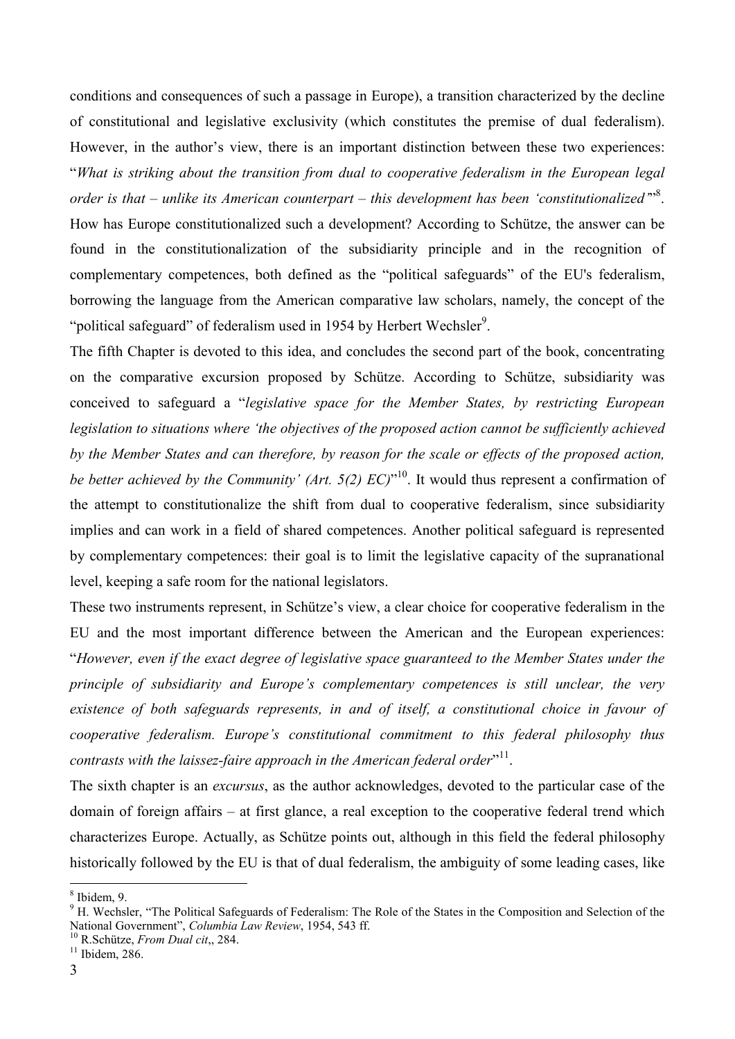conditions and consequences of such a passage in Europe), a transition characterized by the decline of constitutional and legislative exclusivity (which constitutes the premise of dual federalism). However, in the author's view, there is an important distinction between these two experiences: "*What is striking about the transition from dual to cooperative federalism in the European legal order is that – unlike its American counterpart – this development has been 'constitutionalized'*"[8]. How has Europe constitutionalized such a development? According to Schütze, the answer can be found in the constitutionalization of the subsidiarity principle and in the recognition of complementary competences, both defined as the "political safeguards" of the EU's federalism, borrowing the language from the American comparative law scholars, namely, the concept of the "political safeguard" of federalism used in 1954 by Herbert Wechsler[9].

The fifth Chapter is devoted to this idea, and concludes the second part of the book, concentrating on the comparative excursion proposed by Schütze. According to Schütze, subsidiarity was conceived to safeguard a "*legislative space for the Member States, by restricting European legislation to situations where 'the objectives of the proposed action cannot be sufficiently achieved by the Member States and can therefore, by reason for the scale or effects of the proposed action, be better achieved by the Community' (Art. 5(2) EC)*"[10]. It would thus represent a confirmation of the attempt to constitutionalize the shift from dual to cooperative federalism, since subsidiarity implies and can work in a field of shared competences. Another political safeguard is represented by complementary competences: their goal is to limit the legislative capacity of the supranational level, keeping a safe room for the national legislators.

These two instruments represent, in Schütze's view, a clear choice for cooperative federalism in the EU and the most important difference between the American and the European experiences: "*However, even if the exact degree of legislative space guaranteed to the Member States under the principle of subsidiarity and Europe's complementary competences is still unclear, the very existence of both safeguards represents, in and of itself, a constitutional choice in favour of cooperative federalism. Europe's constitutional commitment to this federal philosophy thus contrasts with the laissez-faire approach in the American federal order*"[11].

The sixth chapter is an *excursus*, as the author acknowledges, devoted to the particular case of the domain of foreign affairs – at first glance, a real exception to the cooperative federal trend which characterizes Europe. Actually, as Schütze points out, although in this field the federal philosophy historically followed by the EU is that of dual federalism, the ambiguity of some leading cases, like

---

[8] Ibidem, 9.

[9] H. Wechsler, "The Political Safeguards of Federalism: The Role of the States in the Composition and Selection of the National Government", *Columbia Law Review*, 1954, 543 ff.

[10] R.Schütze, *From Dual cit*,, 284.

[11] Ibidem, 286.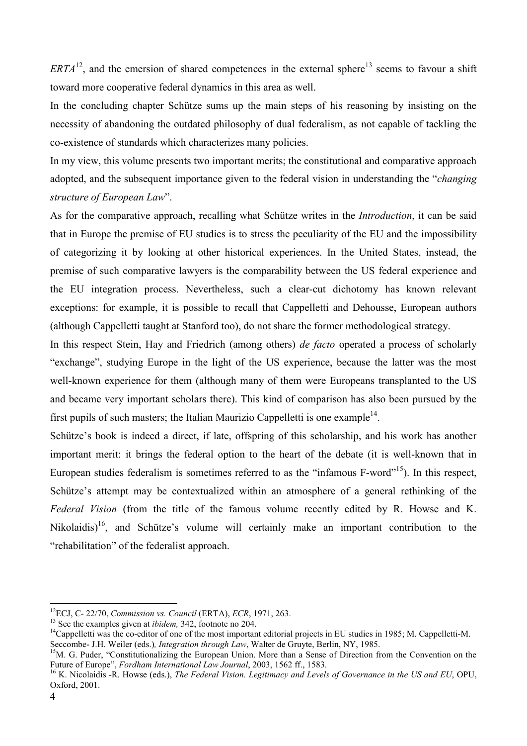*ERTA*[12], and the emersion of shared competences in the external sphere[13] seems to favour a shift toward more cooperative federal dynamics in this area as well.

In the concluding chapter Schütze sums up the main steps of his reasoning by insisting on the necessity of abandoning the outdated philosophy of dual federalism, as not capable of tackling the co-existence of standards which characterizes many policies.

In my view, this volume presents two important merits; the constitutional and comparative approach adopted, and the subsequent importance given to the federal vision in understanding the "*changing structure of European Law*".

As for the comparative approach, recalling what Schütze writes in the *Introduction*, it can be said that in Europe the premise of EU studies is to stress the peculiarity of the EU and the impossibility of categorizing it by looking at other historical experiences. In the United States, instead, the premise of such comparative lawyers is the comparability between the US federal experience and the EU integration process. Nevertheless, such a clear-cut dichotomy has known relevant exceptions: for example, it is possible to recall that Cappelletti and Dehousse, European authors (although Cappelletti taught at Stanford too), do not share the former methodological strategy.

In this respect Stein, Hay and Friedrich (among others) *de facto* operated a process of scholarly "exchange", studying Europe in the light of the US experience, because the latter was the most well-known experience for them (although many of them were Europeans transplanted to the US and became very important scholars there). This kind of comparison has also been pursued by the first pupils of such masters; the Italian Maurizio Cappelletti is one example[14].

Schütze's book is indeed a direct, if late, offspring of this scholarship, and his work has another important merit: it brings the federal option to the heart of the debate (it is well-known that in European studies federalism is sometimes referred to as the "infamous F-word"[15]). In this respect, Schütze's attempt may be contextualized within an atmosphere of a general rethinking of the *Federal Vision* (from the title of the famous volume recently edited by R. Howse and K. Nikolaidis)[16], and Schütze's volume will certainly make an important contribution to the "rehabilitation" of the federalist approach.

---

[12] ECJ, C- 22/70, *Commission vs. Council* (ERTA), *ECR*, 1971, 263.

[13] See the examples given at *ibidem,* 342, footnote no 204.

[14] Cappelletti was the co-editor of one of the most important editorial projects in EU studies in 1985; M. Cappelletti-M. Seccombe- J.H. Weiler (eds.)*, Integration through Law*, Walter de Gruyte, Berlin, NY, 1985.

[15] M. G. Puder, "Constitutionalizing the European Union. More than a Sense of Direction from the Convention on the Future of Europe", *Fordham International Law Journal*, 2003, 1562 ff., 1583.

[16] K. Nicolaidis -R. Howse (eds.), *The Federal Vision. Legitimacy and Levels of Governance in the US and EU*, OPU, Oxford, 2001.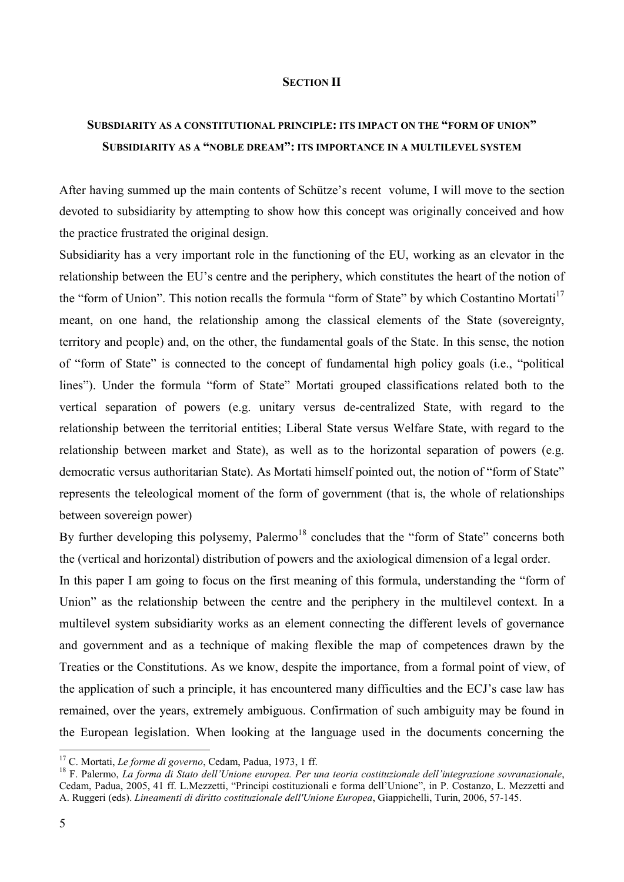## SECTION II

### SUBSDIARITY AS A CONSTITUTIONAL PRINCIPLE: ITS IMPACT ON THE "FORM OF UNION" SUBSIDIARITY AS A "NOBLE DREAM": ITS IMPORTANCE IN A MULTILEVEL SYSTEM

After having summed up the main contents of Schütze's recent volume, I will move to the section devoted to subsidiarity by attempting to show how this concept was originally conceived and how the practice frustrated the original design.

Subsidiarity has a very important role in the functioning of the EU, working as an elevator in the relationship between the EU's centre and the periphery, which constitutes the heart of the notion of the "form of Union". This notion recalls the formula "form of State" by which Costantino Mortati[17] meant, on one hand, the relationship among the classical elements of the State (sovereignty, territory and people) and, on the other, the fundamental goals of the State. In this sense, the notion of "form of State" is connected to the concept of fundamental high policy goals (i.e., "political lines"). Under the formula "form of State" Mortati grouped classifications related both to the vertical separation of powers (e.g. unitary versus de-centralized State, with regard to the relationship between the territorial entities; Liberal State versus Welfare State, with regard to the relationship between market and State), as well as to the horizontal separation of powers (e.g. democratic versus authoritarian State). As Mortati himself pointed out, the notion of "form of State" represents the teleological moment of the form of government (that is, the whole of relationships between sovereign power)

By further developing this polysemy, Palermo[18] concludes that the "form of State" concerns both the (vertical and horizontal) distribution of powers and the axiological dimension of a legal order.

In this paper I am going to focus on the first meaning of this formula, understanding the "form of Union" as the relationship between the centre and the periphery in the multilevel context. In a multilevel system subsidiarity works as an element connecting the different levels of governance and government and as a technique of making flexible the map of competences drawn by the Treaties or the Constitutions. As we know, despite the importance, from a formal point of view, of the application of such a principle, it has encountered many difficulties and the ECJ's case law has remained, over the years, extremely ambiguous. Confirmation of such ambiguity may be found in the European legislation. When looking at the language used in the documents concerning the

---

[17] C. Mortati, *Le forme di governo*, Cedam, Padua, 1973, 1 ff.

[18] F. Palermo, *La forma di Stato dell'Unione europea. Per una teoria costituzionale dell'integrazione sovranazionale*, Cedam, Padua, 2005, 41 ff. L.Mezzetti, "Principi costituzionali e forma dell'Unione", in P. Costanzo, L. Mezzetti and A. Ruggeri (eds). *Lineamenti di diritto costituzionale dell'Unione Europea*, Giappichelli, Turin, 2006, 57-145.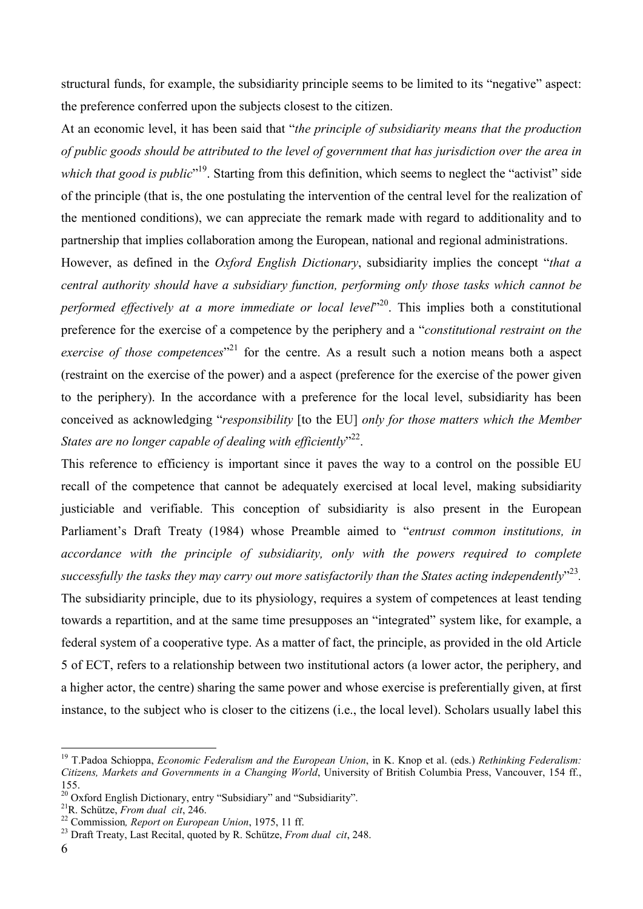structural funds, for example, the subsidiarity principle seems to be limited to its "negative" aspect: the preference conferred upon the subjects closest to the citizen.

At an economic level, it has been said that "*the principle of subsidiarity means that the production of public goods should be attributed to the level of government that has jurisdiction over the area in which that good is public*"[19]. Starting from this definition, which seems to neglect the "activist" side of the principle (that is, the one postulating the intervention of the central level for the realization of the mentioned conditions), we can appreciate the remark made with regard to additionality and to partnership that implies collaboration among the European, national and regional administrations.

However, as defined in the *Oxford English Dictionary*, subsidiarity implies the concept "*that a central authority should have a subsidiary function, performing only those tasks which cannot be performed effectively at a more immediate or local level*"[20]. This implies both a constitutional preference for the exercise of a competence by the periphery and a "*constitutional restraint on the exercise of those competences*"[21] for the centre. As a result such a notion means both a aspect (restraint on the exercise of the power) and a aspect (preference for the exercise of the power given to the periphery). In the accordance with a preference for the local level, subsidiarity has been conceived as acknowledging "*responsibility* [to the EU] *only for those matters which the Member States are no longer capable of dealing with efficiently*"[22].

This reference to efficiency is important since it paves the way to a control on the possible EU recall of the competence that cannot be adequately exercised at local level, making subsidiarity justiciable and verifiable. This conception of subsidiarity is also present in the European Parliament's Draft Treaty (1984) whose Preamble aimed to "*entrust common institutions, in accordance with the principle of subsidiarity, only with the powers required to complete successfully the tasks they may carry out more satisfactorily than the States acting independently*"[23].

The subsidiarity principle, due to its physiology, requires a system of competences at least tending towards a repartition, and at the same time presupposes an "integrated" system like, for example, a federal system of a cooperative type. As a matter of fact, the principle, as provided in the old Article 5 of ECT, refers to a relationship between two institutional actors (a lower actor, the periphery, and a higher actor, the centre) sharing the same power and whose exercise is preferentially given, at first instance, to the subject who is closer to the citizens (i.e., the local level). Scholars usually label this

---

[19] T.Padoa Schioppa, *Economic Federalism and the European Union*, in K. Knop et al. (eds.) *Rethinking Federalism: Citizens, Markets and Governments in a Changing World*, University of British Columbia Press, Vancouver, 154 ff., 155.

[20] Oxford English Dictionary, entry "Subsidiary" and "Subsidiarity".

[21] R. Schütze, *From dual cit*, 246.

[22] Commission*, Report on European Union*, 1975, 11 ff.

[23] Draft Treaty, Last Recital, quoted by R. Schütze, *From dual cit*, 248.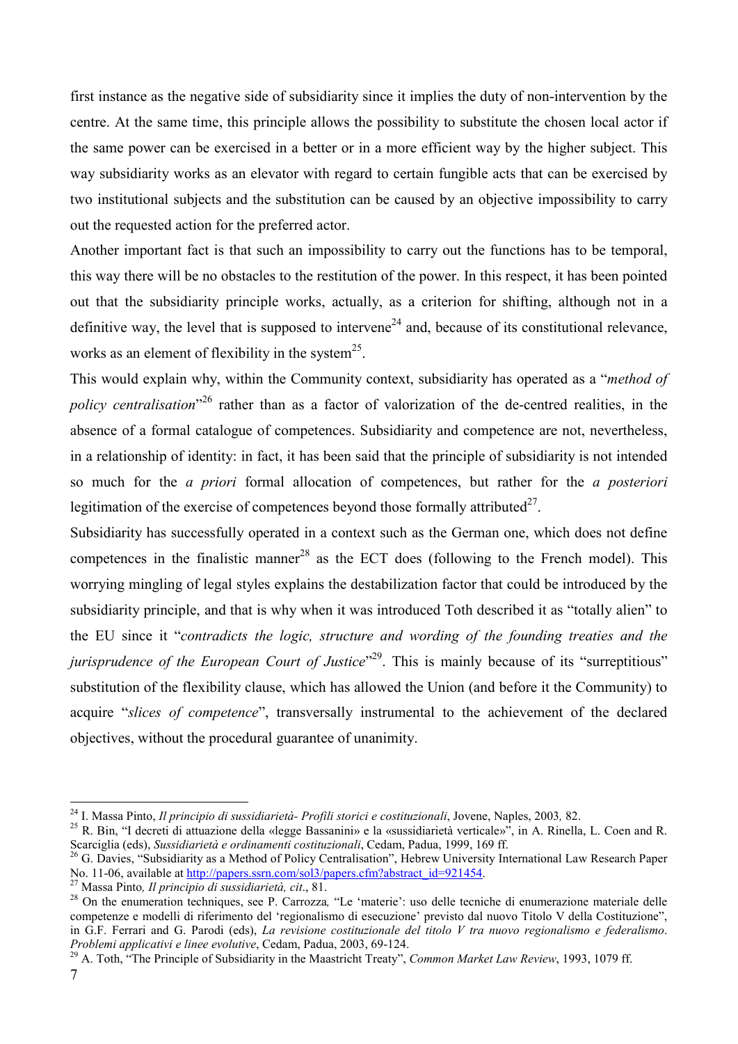first instance as the negative side of subsidiarity since it implies the duty of non-intervention by the centre. At the same time, this principle allows the possibility to substitute the chosen local actor if the same power can be exercised in a better or in a more efficient way by the higher subject. This way subsidiarity works as an elevator with regard to certain fungible acts that can be exercised by two institutional subjects and the substitution can be caused by an objective impossibility to carry out the requested action for the preferred actor.

Another important fact is that such an impossibility to carry out the functions has to be temporal, this way there will be no obstacles to the restitution of the power. In this respect, it has been pointed out that the subsidiarity principle works, actually, as a criterion for shifting, although not in a definitive way, the level that is supposed to intervene[24] and, because of its constitutional relevance, works as an element of flexibility in the system[25].

This would explain why, within the Community context, subsidiarity has operated as a "*method of policy centralisation*"[26] rather than as a factor of valorization of the de-centred realities, in the absence of a formal catalogue of competences. Subsidiarity and competence are not, nevertheless, in a relationship of identity: in fact, it has been said that the principle of subsidiarity is not intended so much for the *a priori* formal allocation of competences, but rather for the *a posteriori* legitimation of the exercise of competences beyond those formally attributed[27].

Subsidiarity has successfully operated in a context such as the German one, which does not define competences in the finalistic manner[28] as the ECT does (following to the French model). This worrying mingling of legal styles explains the destabilization factor that could be introduced by the subsidiarity principle, and that is why when it was introduced Toth described it as "totally alien" to the EU since it "*contradicts the logic, structure and wording of the founding treaties and the jurisprudence of the European Court of Justice*"[29]. This is mainly because of its "surreptitious" substitution of the flexibility clause, which has allowed the Union (and before it the Community) to acquire "*slices of competence*", transversally instrumental to the achievement of the declared objectives, without the procedural guarantee of unanimity.

---

[24] I. Massa Pinto, *Il principio di sussidiarietà- Profili storici e costituzionali*, Jovene, Naples, 2003*,* 82.

[25] R. Bin, "I decreti di attuazione della «legge Bassanini» e la «sussidiarietà verticale»", in A. Rinella, L. Coen and R. Scarciglia (eds), *Sussidiarietà e ordinamenti costituzionali*, Cedam, Padua, 1999, 169 ff.

[26] G. Davies, "Subsidiarity as a Method of Policy Centralisation", Hebrew University International Law Research Paper No. 11-06, available at http://papers.ssrn.com/sol3/papers.cfm?abstract_id=921454.

[27] Massa Pinto*, Il principio di sussidiarietà, cit*., 81.

[28] On the enumeration techniques, see P. Carrozza*,* "Le 'materie': uso delle tecniche di enumerazione materiale delle competenze e modelli di riferimento del 'regionalismo di esecuzione' previsto dal nuovo Titolo V della Costituzione", in G.F. Ferrari and G. Parodi (eds), *La revisione costituzionale del titolo V tra nuovo regionalismo e federalismo. Problemi applicativi e linee evolutive*, Cedam, Padua, 2003, 69-124.

[29] A. Toth, "The Principle of Subsidiarity in the Maastricht Treaty", *Common Market Law Review*, 1993, 1079 ff.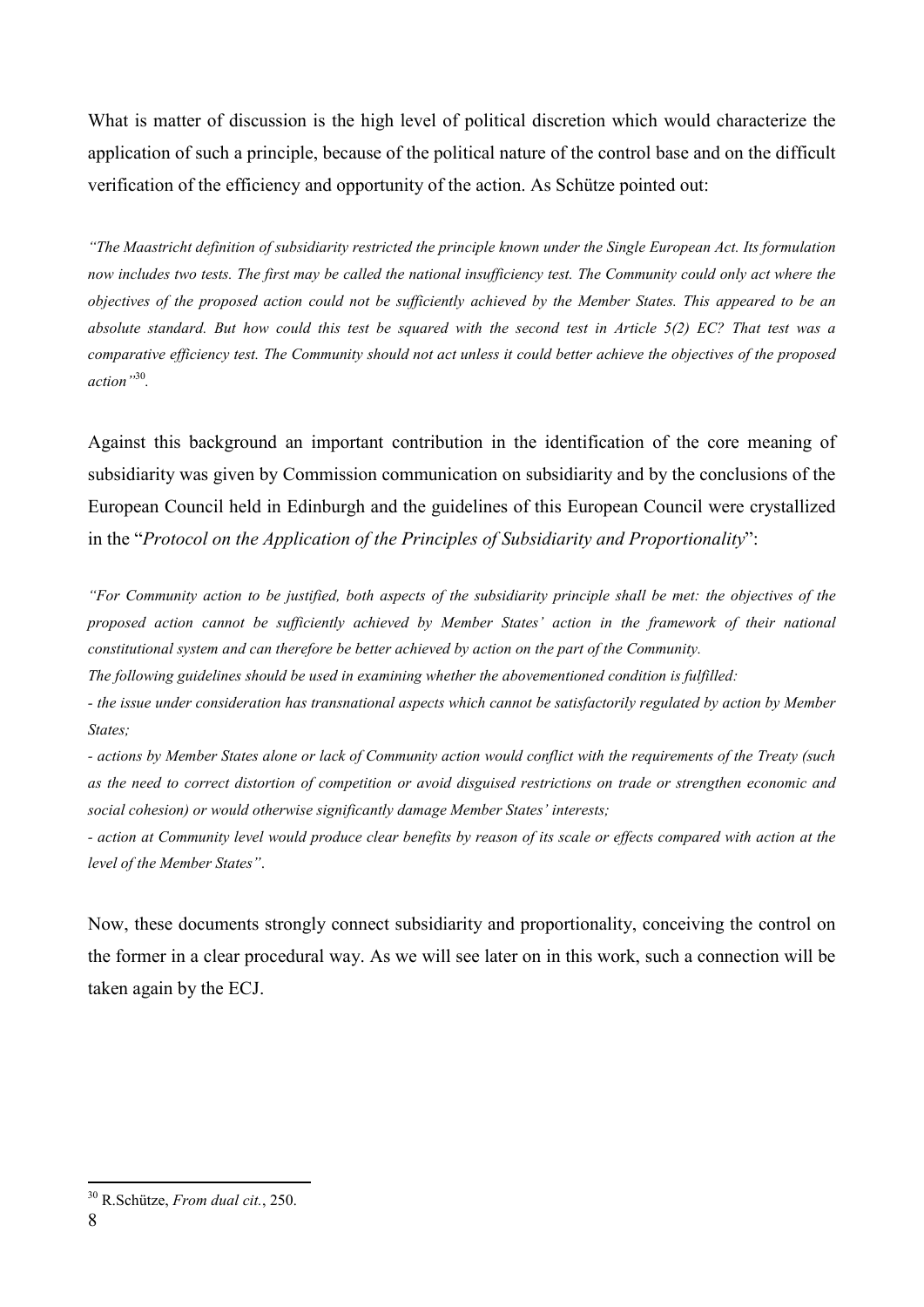What is matter of discussion is the high level of political discretion which would characterize the application of such a principle, because of the political nature of the control base and on the difficult verification of the efficiency and opportunity of the action. As Schütze pointed out:

*"The Maastricht definition of subsidiarity restricted the principle known under the Single European Act. Its formulation now includes two tests. The first may be called the national insufficiency test. The Community could only act where the objectives of the proposed action could not be sufficiently achieved by the Member States. This appeared to be an absolute standard. But how could this test be squared with the second test in Article 5(2) EC? That test was a comparative efficiency test. The Community should not act unless it could better achieve the objectives of the proposed action"*[30].

Against this background an important contribution in the identification of the core meaning of subsidiarity was given by Commission communication on subsidiarity and by the conclusions of the European Council held in Edinburgh and the guidelines of this European Council were crystallized in the "*Protocol on the Application of the Principles of Subsidiarity and Proportionality*":

*"For Community action to be justified, both aspects of the subsidiarity principle shall be met: the objectives of the proposed action cannot be sufficiently achieved by Member States' action in the framework of their national constitutional system and can therefore be better achieved by action on the part of the Community.*

*The following guidelines should be used in examining whether the abovementioned condition is fulfilled:*

*- the issue under consideration has transnational aspects which cannot be satisfactorily regulated by action by Member States;*

*- actions by Member States alone or lack of Community action would conflict with the requirements of the Treaty (such as the need to correct distortion of competition or avoid disguised restrictions on trade or strengthen economic and social cohesion) or would otherwise significantly damage Member States' interests;*

*- action at Community level would produce clear benefits by reason of its scale or effects compared with action at the level of the Member States".*

Now, these documents strongly connect subsidiarity and proportionality, conceiving the control on the former in a clear procedural way. As we will see later on in this work, such a connection will be taken again by the ECJ.

---

[30] R.Schütze, *From dual cit.*, 250.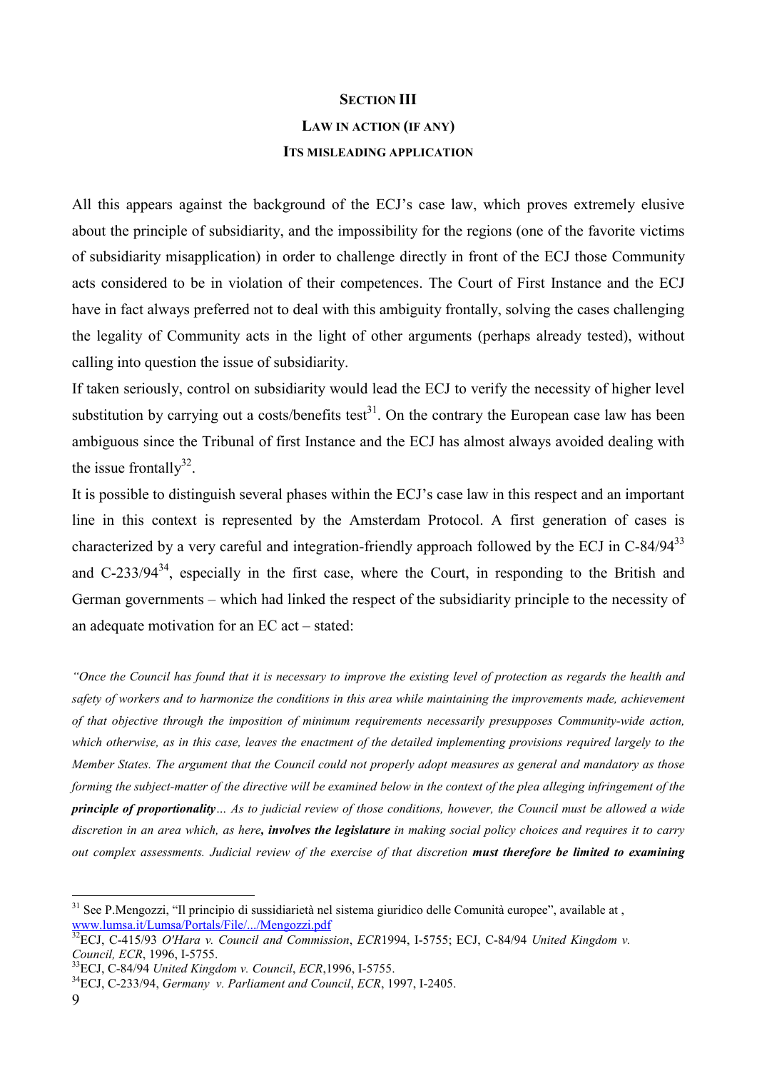## SECTION III

### LAW IN ACTION (IF ANY)

### ITS MISLEADING APPLICATION

All this appears against the background of the ECJ's case law, which proves extremely elusive about the principle of subsidiarity, and the impossibility for the regions (one of the favorite victims of subsidiarity misapplication) in order to challenge directly in front of the ECJ those Community acts considered to be in violation of their competences. The Court of First Instance and the ECJ have in fact always preferred not to deal with this ambiguity frontally, solving the cases challenging the legality of Community acts in the light of other arguments (perhaps already tested), without calling into question the issue of subsidiarity.

If taken seriously, control on subsidiarity would lead the ECJ to verify the necessity of higher level substitution by carrying out a costs/benefits test[31]. On the contrary the European case law has been ambiguous since the Tribunal of first Instance and the ECJ has almost always avoided dealing with the issue frontally[32].

It is possible to distinguish several phases within the ECJ's case law in this respect and an important line in this context is represented by the Amsterdam Protocol. A first generation of cases is characterized by a very careful and integration-friendly approach followed by the ECJ in C-84/94[33] and C-233/94[34], especially in the first case, where the Court, in responding to the British and German governments – which had linked the respect of the subsidiarity principle to the necessity of an adequate motivation for an EC act – stated:

*"Once the Council has found that it is necessary to improve the existing level of protection as regards the health and safety of workers and to harmonize the conditions in this area while maintaining the improvements made, achievement of that objective through the imposition of minimum requirements necessarily presupposes Community-wide action, which otherwise, as in this case, leaves the enactment of the detailed implementing provisions required largely to the Member States. The argument that the Council could not properly adopt measures as general and mandatory as those forming the subject-matter of the directive will be examined below in the context of the plea alleging infringement of the* ***principle of proportionality****… As to judicial review of those conditions, however, the Council must be allowed a wide discretion in an area which, as here****, involves the legislature*** *in making social policy choices and requires it to carry out complex assessments. Judicial review of the exercise of that discretion* ***must therefore be limited to examining***

---

[31] See P.Mengozzi, "Il principio di sussidiarietà nel sistema giuridico delle Comunità europee", available at , www.lumsa.it/Lumsa/Portals/File/.../Mengozzi.pdf

[32] ECJ, C-415/93 *O'Hara v. Council and Commission*, *ECR*1994, I-5755; ECJ, C-84/94 *United Kingdom v. Council, ECR*, 1996, I-5755.

[33] ECJ, C-84/94 *United Kingdom v. Council*, *ECR*,1996, I-5755.

[34] ECJ, C-233/94, *Germany v. Parliament and Council*, *ECR*, 1997, I-2405.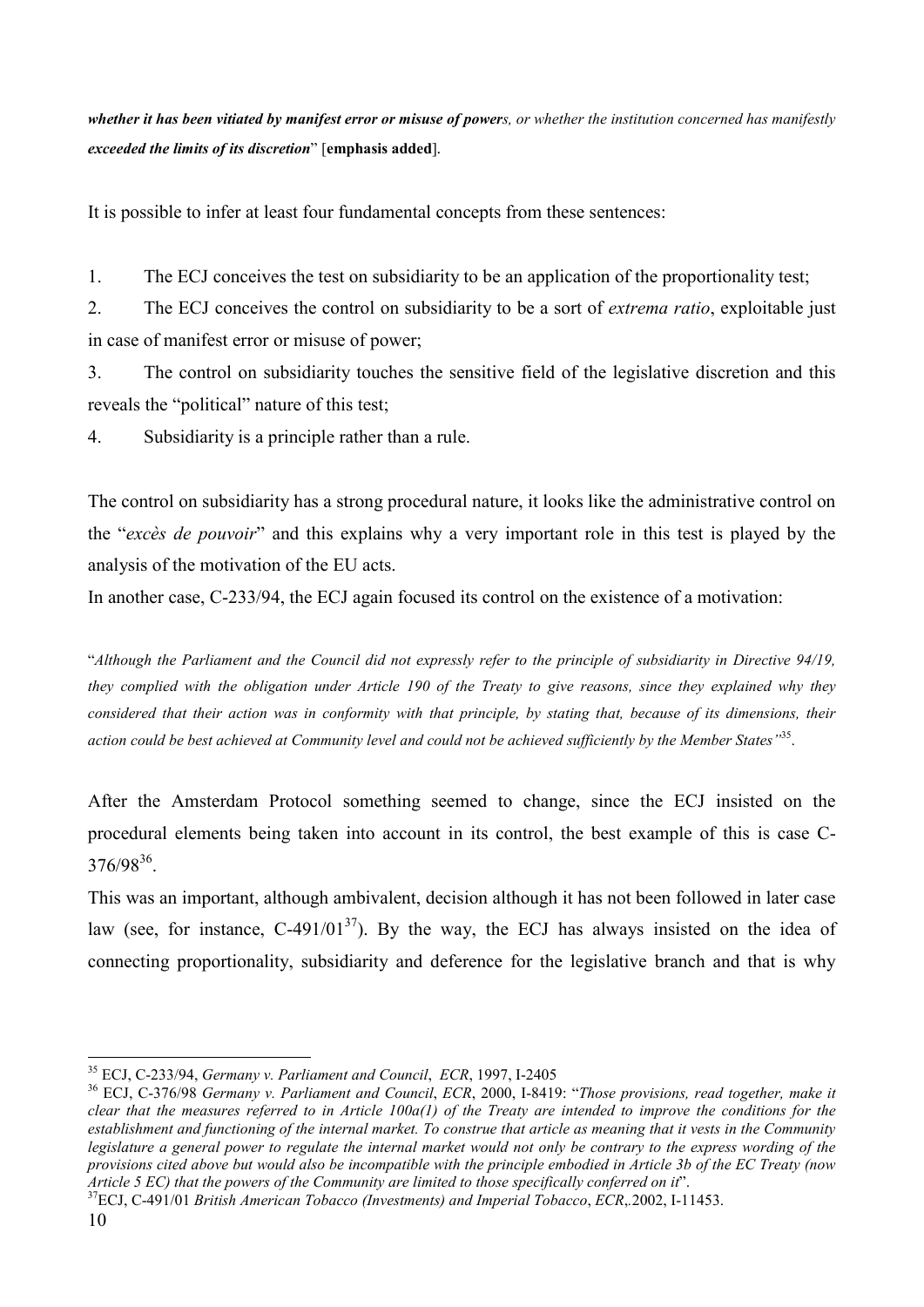*whether it has been vitiated by manifest error or misuse of powers, or whether the institution concerned has manifestly exceeded the limits of its discretion*" [**emphasis added**].

It is possible to infer at least four fundamental concepts from these sentences:

1. The ECJ conceives the test on subsidiarity to be an application of the proportionality test;
2. The ECJ conceives the control on subsidiarity to be a sort of *extrema ratio*, exploitable just in case of manifest error or misuse of power;
3. The control on subsidiarity touches the sensitive field of the legislative discretion and this reveals the "political" nature of this test;
4. Subsidiarity is a principle rather than a rule.

The control on subsidiarity has a strong procedural nature, it looks like the administrative control on the "*excès de pouvoir*" and this explains why a very important role in this test is played by the analysis of the motivation of the EU acts.

In another case, C-233/94, the ECJ again focused its control on the existence of a motivation:

"*Although the Parliament and the Council did not expressly refer to the principle of subsidiarity in Directive 94/19, they complied with the obligation under Article 190 of the Treaty to give reasons, since they explained why they considered that their action was in conformity with that principle, by stating that, because of its dimensions, their action could be best achieved at Community level and could not be achieved sufficiently by the Member States*"[35].

After the Amsterdam Protocol something seemed to change, since the ECJ insisted on the procedural elements being taken into account in its control, the best example of this is case C-376/98[36].

This was an important, although ambivalent, decision although it has not been followed in later case law (see, for instance, C-491/01[37]). By the way, the ECJ has always insisted on the idea of connecting proportionality, subsidiarity and deference for the legislative branch and that is why

---

[35] ECJ, C-233/94, *Germany v. Parliament and Council*, *ECR*, 1997, I-2405

[36] ECJ, C-376/98 *Germany v. Parliament and Council*, *ECR*, 2000, I-8419: "*Those provisions, read together, make it clear that the measures referred to in Article 100a(1) of the Treaty are intended to improve the conditions for the establishment and functioning of the internal market. To construe that article as meaning that it vests in the Community legislature a general power to regulate the internal market would not only be contrary to the express wording of the provisions cited above but would also be incompatible with the principle embodied in Article 3b of the EC Treaty (now Article 5 EC) that the powers of the Community are limited to those specifically conferred on it*".

[37] ECJ, C-491/01 *British American Tobacco (Investments) and Imperial Tobacco*, *ECR*,.2002, I-11453.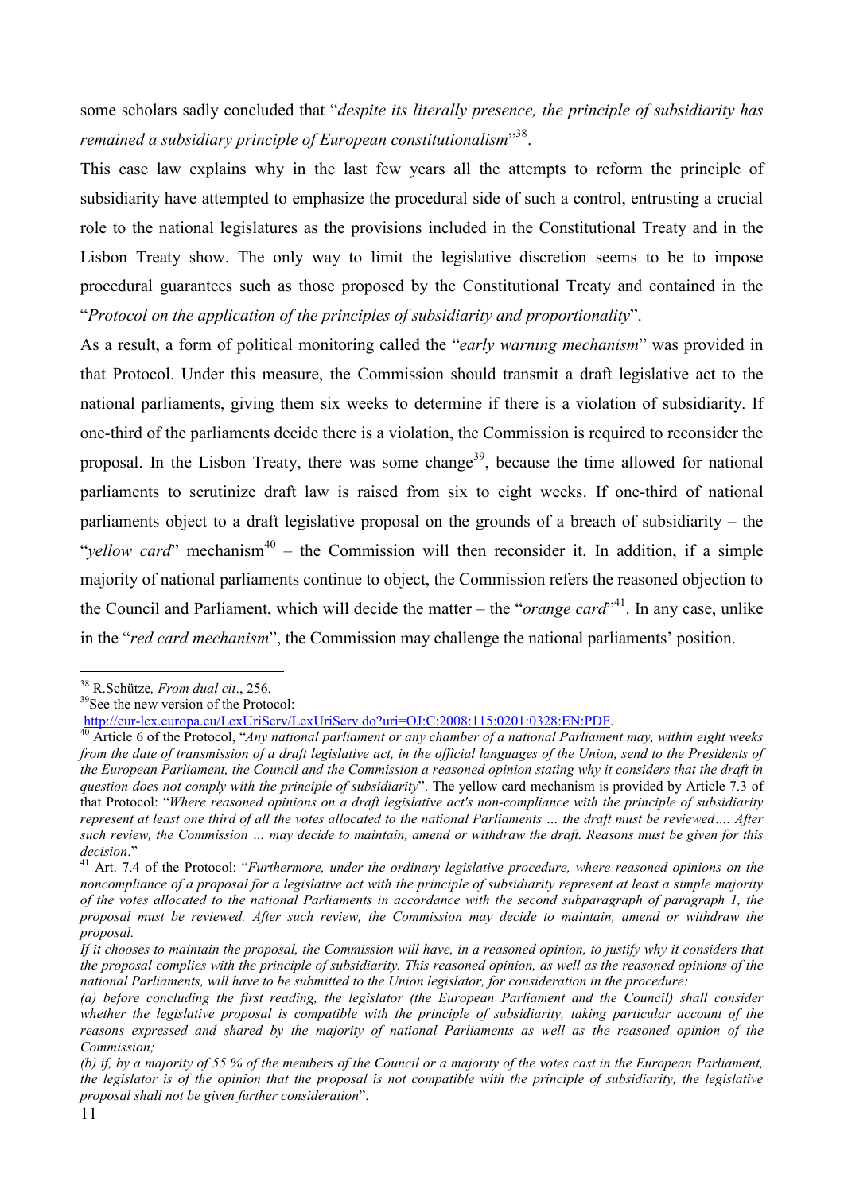some scholars sadly concluded that "*despite its literally presence, the principle of subsidiarity has remained a subsidiary principle of European constitutionalism*"[38].

This case law explains why in the last few years all the attempts to reform the principle of subsidiarity have attempted to emphasize the procedural side of such a control, entrusting a crucial role to the national legislatures as the provisions included in the Constitutional Treaty and in the Lisbon Treaty show. The only way to limit the legislative discretion seems to be to impose procedural guarantees such as those proposed by the Constitutional Treaty and contained in the "*Protocol on the application of the principles of subsidiarity and proportionality*".

As a result, a form of political monitoring called the "*early warning mechanism*" was provided in that Protocol. Under this measure, the Commission should transmit a draft legislative act to the national parliaments, giving them six weeks to determine if there is a violation of subsidiarity. If one-third of the parliaments decide there is a violation, the Commission is required to reconsider the proposal. In the Lisbon Treaty, there was some change[39], because the time allowed for national parliaments to scrutinize draft law is raised from six to eight weeks. If one-third of national parliaments object to a draft legislative proposal on the grounds of a breach of subsidiarity – the "*yellow card*" mechanism[40] – the Commission will then reconsider it. In addition, if a simple majority of national parliaments continue to object, the Commission refers the reasoned objection to the Council and Parliament, which will decide the matter – the "*orange card*"[41]. In any case, unlike in the "*red card mechanism*", the Commission may challenge the national parliaments' position.

---

[38] R.Schütze*, From dual cit*., 256.

[39] See the new version of the Protocol: http://eur-lex.europa.eu/LexUriServ/LexUriServ.do?uri=OJ:C:2008:115:0201:0328:EN:PDF.

[40] Article 6 of the Protocol, "*Any national parliament or any chamber of a national Parliament may, within eight weeks from the date of transmission of a draft legislative act, in the official languages of the Union, send to the Presidents of the European Parliament, the Council and the Commission a reasoned opinion stating why it considers that the draft in question does not comply with the principle of subsidiarity*". The yellow card mechanism is provided by Article 7.3 of that Protocol: "*Where reasoned opinions on a draft legislative act's non-compliance with the principle of subsidiarity represent at least one third of all the votes allocated to the national Parliaments … the draft must be reviewed…. After such review, the Commission … may decide to maintain, amend or withdraw the draft. Reasons must be given for this decision*."

[41] Art. 7.4 of the Protocol: "*Furthermore, under the ordinary legislative procedure, where reasoned opinions on the noncompliance of a proposal for a legislative act with the principle of subsidiarity represent at least a simple majority of the votes allocated to the national Parliaments in accordance with the second subparagraph of paragraph 1, the proposal must be reviewed. After such review, the Commission may decide to maintain, amend or withdraw the proposal.*

*If it chooses to maintain the proposal, the Commission will have, in a reasoned opinion, to justify why it considers that the proposal complies with the principle of subsidiarity. This reasoned opinion, as well as the reasoned opinions of the national Parliaments, will have to be submitted to the Union legislator, for consideration in the procedure:*

*(a) before concluding the first reading, the legislator (the European Parliament and the Council) shall consider whether the legislative proposal is compatible with the principle of subsidiarity, taking particular account of the reasons expressed and shared by the majority of national Parliaments as well as the reasoned opinion of the Commission;*

*(b) if, by a majority of 55 % of the members of the Council or a majority of the votes cast in the European Parliament, the legislator is of the opinion that the proposal is not compatible with the principle of subsidiarity, the legislative proposal shall not be given further consideration*".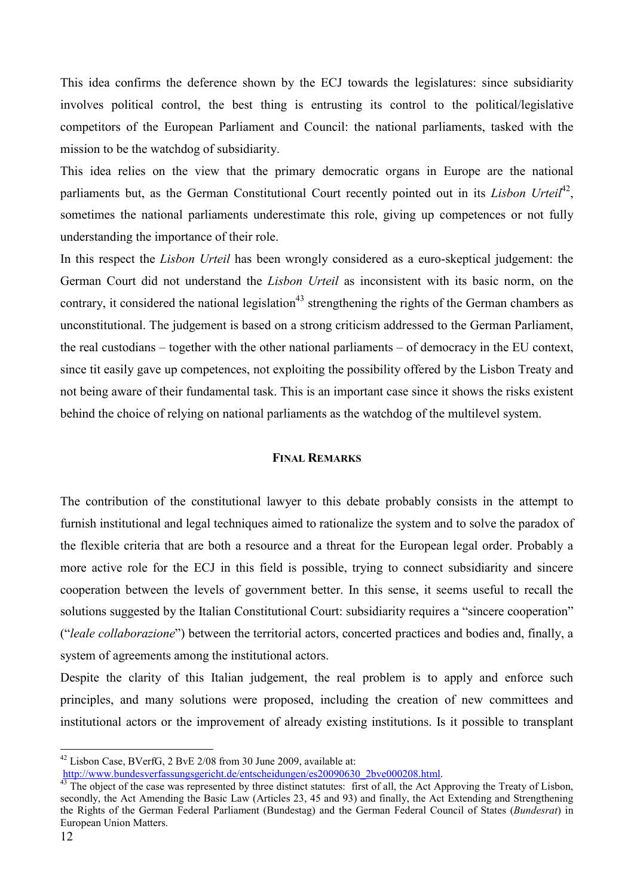This idea confirms the deference shown by the ECJ towards the legislatures: since subsidiarity involves political control, the best thing is entrusting its control to the political/legislative competitors of the European Parliament and Council: the national parliaments, tasked with the mission to be the watchdog of subsidiarity.

This idea relies on the view that the primary democratic organs in Europe are the national parliaments but, as the German Constitutional Court recently pointed out in its *Lisbon Urteil*[42], sometimes the national parliaments underestimate this role, giving up competences or not fully understanding the importance of their role.

In this respect the *Lisbon Urteil* has been wrongly considered as a euro-skeptical judgement: the German Court did not understand the *Lisbon Urteil* as inconsistent with its basic norm, on the contrary, it considered the national legislation[43] strengthening the rights of the German chambers as unconstitutional. The judgement is based on a strong criticism addressed to the German Parliament, the real custodians – together with the other national parliaments – of democracy in the EU context, since tit easily gave up competences, not exploiting the possibility offered by the Lisbon Treaty and not being aware of their fundamental task. This is an important case since it shows the risks existent behind the choice of relying on national parliaments as the watchdog of the multilevel system.

## FINAL REMARKS

The contribution of the constitutional lawyer to this debate probably consists in the attempt to furnish institutional and legal techniques aimed to rationalize the system and to solve the paradox of the flexible criteria that are both a resource and a threat for the European legal order. Probably a more active role for the ECJ in this field is possible, trying to connect subsidiarity and sincere cooperation between the levels of government better. In this sense, it seems useful to recall the solutions suggested by the Italian Constitutional Court: subsidiarity requires a "sincere cooperation" ("*leale collaborazione*") between the territorial actors, concerted practices and bodies and, finally, a system of agreements among the institutional actors.

Despite the clarity of this Italian judgement, the real problem is to apply and enforce such principles, and many solutions were proposed, including the creation of new committees and institutional actors or the improvement of already existing institutions. Is it possible to transplant

---

[42] Lisbon Case, BVerfG, 2 BvE 2/08 from 30 June 2009, available at: http://www.bundesverfassungsgericht.de/entscheidungen/es20090630_2bve000208.html.

[43] The object of the case was represented by three distinct statutes: first of all, the Act Approving the Treaty of Lisbon, secondly, the Act Amending the Basic Law (Articles 23, 45 and 93) and finally, the Act Extending and Strengthening the Rights of the German Federal Parliament (Bundestag) and the German Federal Council of States (*Bundesrat*) in European Union Matters.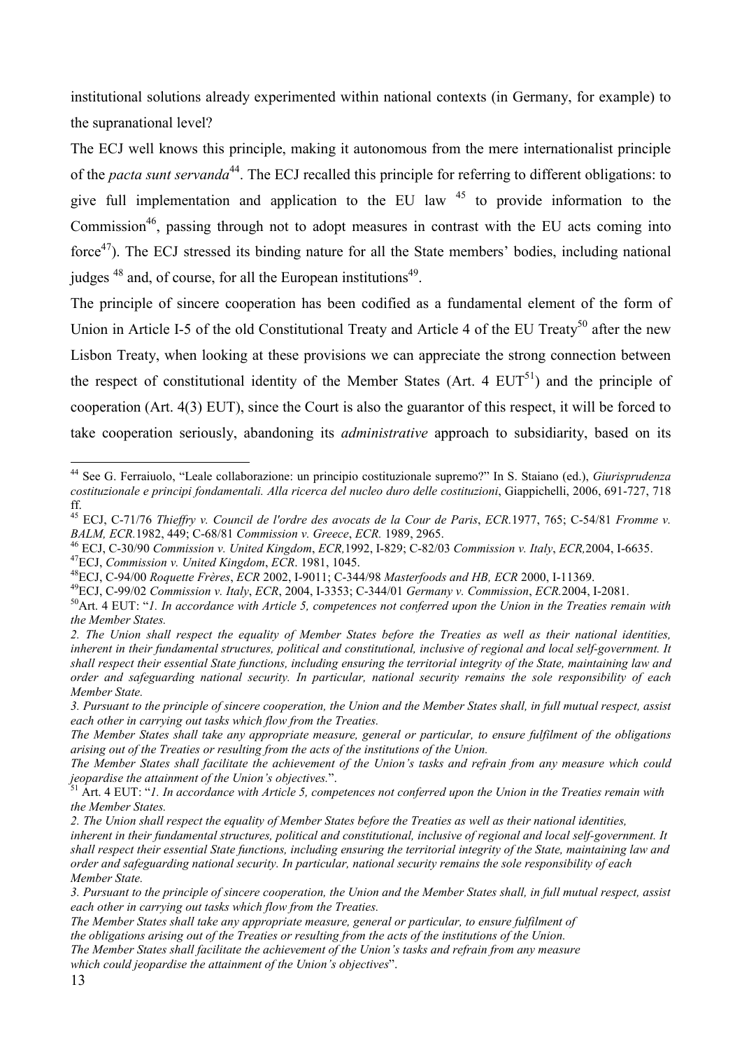institutional solutions already experimented within national contexts (in Germany, for example) to the supranational level?

The ECJ well knows this principle, making it autonomous from the mere internationalist principle of the *pacta sunt servanda*[44]. The ECJ recalled this principle for referring to different obligations: to give full implementation and application to the EU law [45] to provide information to the Commission[46], passing through not to adopt measures in contrast with the EU acts coming into force[47]). The ECJ stressed its binding nature for all the State members' bodies, including national judges [48] and, of course, for all the European institutions[49].

The principle of sincere cooperation has been codified as a fundamental element of the form of Union in Article I-5 of the old Constitutional Treaty and Article 4 of the EU Treaty[50] after the new Lisbon Treaty, when looking at these provisions we can appreciate the strong connection between the respect of constitutional identity of the Member States (Art. 4 EUT[51]) and the principle of cooperation (Art. 4(3) EUT), since the Court is also the guarantor of this respect, it will be forced to take cooperation seriously, abandoning its *administrative* approach to subsidiarity, based on its

---

[44] See G. Ferraiuolo, "Leale collaborazione: un principio costituzionale supremo?" In S. Staiano (ed.), *Giurisprudenza costituzionale e principi fondamentali. Alla ricerca del nucleo duro delle costituzioni*, Giappichelli, 2006, 691-727, 718 ff.

[45] ECJ, C-71/76 *Thieffry v. Council de l'ordre des avocats de la Cour de Paris*, *ECR.*1977, 765; C-54/81 *Fromme v. BALM, ECR.*1982, 449; C-68/81 *Commission v. Greece*, *ECR.* 1989, 2965.

[46] ECJ, C-30/90 *Commission v. United Kingdom*, *ECR,*1992, I-829; C-82/03 *Commission v. Italy*, *ECR,*2004, I-6635.

[47] ECJ, *Commission v. United Kingdom*, *ECR*. 1981, 1045.

[48] ECJ, C-94/00 *Roquette Frères*, *ECR* 2002, I-9011; C-344/98 *Masterfoods and HB, ECR* 2000, I-11369.

[49] ECJ, C-99/02 *Commission v. Italy*, *ECR*, 2004, I-3353; C-344/01 *Germany v. Commission*, *ECR.*2004, I-2081.

[50] Art. 4 EUT: "*1. In accordance with Article 5, competences not conferred upon the Union in the Treaties remain with the Member States.*

*2. The Union shall respect the equality of Member States before the Treaties as well as their national identities, inherent in their fundamental structures, political and constitutional, inclusive of regional and local self-government. It shall respect their essential State functions, including ensuring the territorial integrity of the State, maintaining law and order and safeguarding national security. In particular, national security remains the sole responsibility of each Member State.*

*3. Pursuant to the principle of sincere cooperation, the Union and the Member States shall, in full mutual respect, assist each other in carrying out tasks which flow from the Treaties.*

*The Member States shall take any appropriate measure, general or particular, to ensure fulfilment of the obligations arising out of the Treaties or resulting from the acts of the institutions of the Union.*

*The Member States shall facilitate the achievement of the Union's tasks and refrain from any measure which could jeopardise the attainment of the Union's objectives.*".

[51] Art. 4 EUT: "*1. In accordance with Article 5, competences not conferred upon the Union in the Treaties remain with the Member States.*

*2. The Union shall respect the equality of Member States before the Treaties as well as their national identities, inherent in their fundamental structures, political and constitutional, inclusive of regional and local self-government. It shall respect their essential State functions, including ensuring the territorial integrity of the State, maintaining law and order and safeguarding national security. In particular, national security remains the sole responsibility of each Member State.*

*3. Pursuant to the principle of sincere cooperation, the Union and the Member States shall, in full mutual respect, assist each other in carrying out tasks which flow from the Treaties.*

*The Member States shall take any appropriate measure, general or particular, to ensure fulfilment of the obligations arising out of the Treaties or resulting from the acts of the institutions of the Union.*

*The Member States shall facilitate the achievement of the Union's tasks and refrain from any measure which could jeopardise the attainment of the Union's objectives*".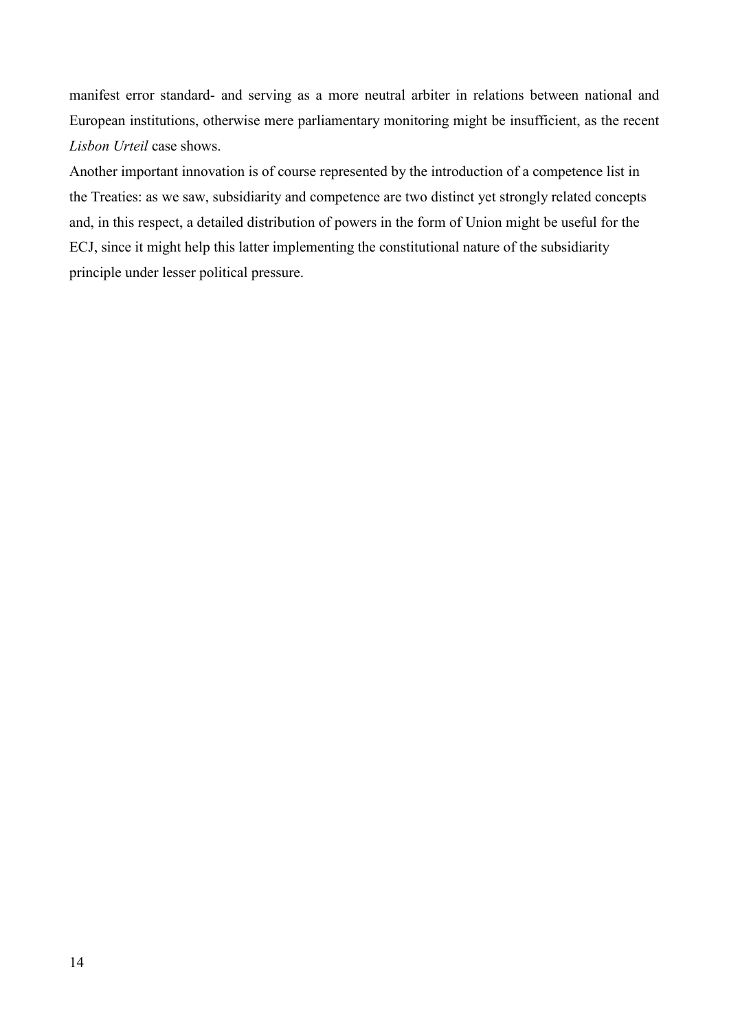manifest error standard- and serving as a more neutral arbiter in relations between national and European institutions, otherwise mere parliamentary monitoring might be insufficient, as the recent *Lisbon Urteil* case shows.

Another important innovation is of course represented by the introduction of a competence list in the Treaties: as we saw, subsidiarity and competence are two distinct yet strongly related concepts and, in this respect, a detailed distribution of powers in the form of Union might be useful for the ECJ, since it might help this latter implementing the constitutional nature of the subsidiarity principle under lesser political pressure.